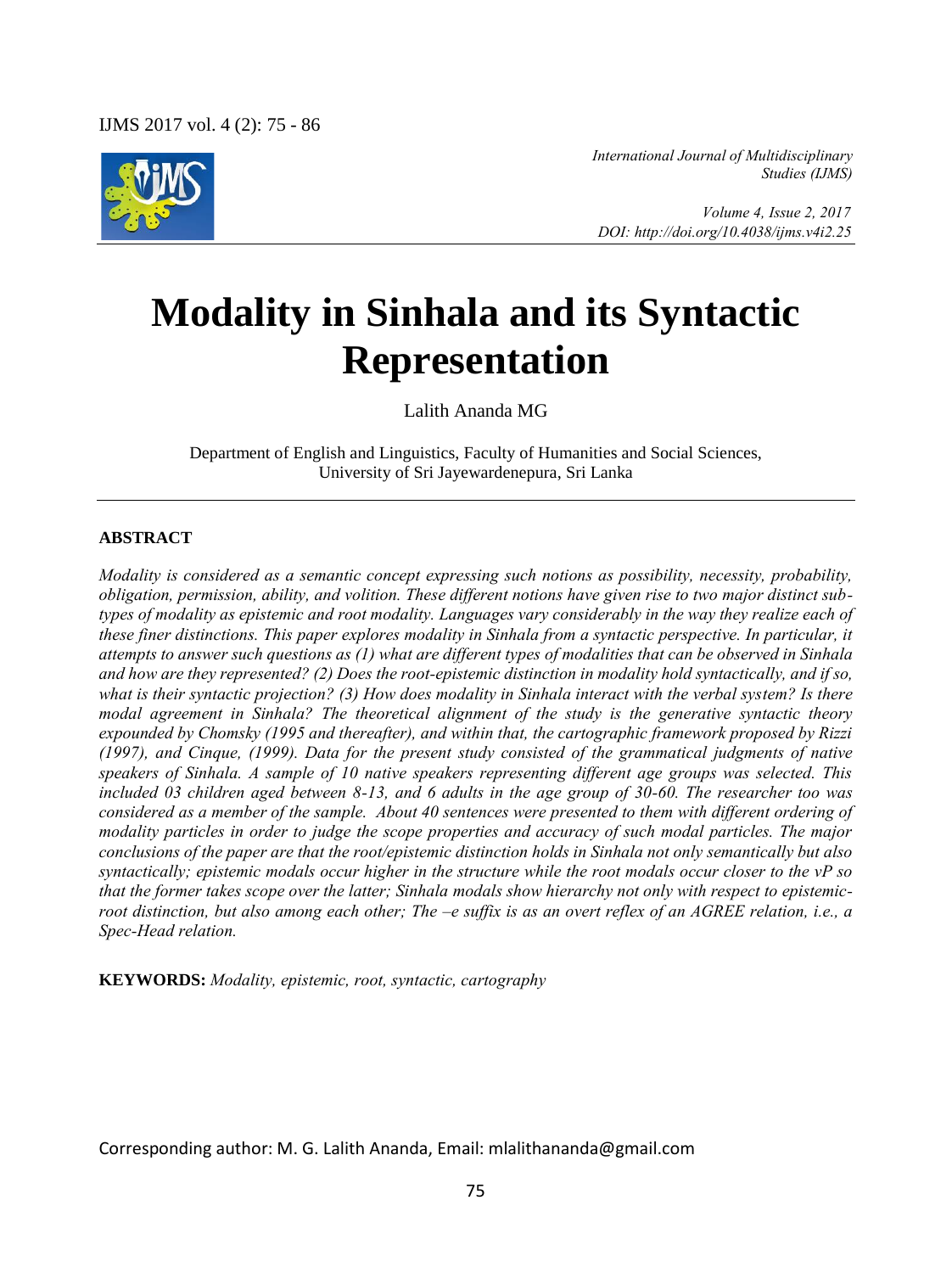# Modality in Sinhala and its Syntactic Representation

Lalith Ananda MG

Department of English and Linguistics, Faculty of Humanities and Social Sciences, University of Sri Jayewardenepura, Sri Lanka

## ABSTRACT

*Modality is considered as a semantic concept expressing such notions as possibility, necessity, probability, obligation, permission, ability, and volition. These different notions have given rise to two major distinct sub-types of modality as epistemic and root modality. Languages vary considerably in the way they realize each of these finer distinctions. This paper explores modality in Sinhala from a syntactic perspective. In particular, it attempts to answer such questions as (1) what are different types of modalities that can be observed in Sinhala and how are they represented? (2) Does the root-epistemic distinction in modality hold syntactically, and if so, what is their syntactic projection? (3) How does modality in Sinhala interact with the verbal system? Is there modal agreement in Sinhala? The theoretical alignment of the study is the generative syntactic theory expounded by Chomsky (1995 and thereafter), and within that, the cartographic framework proposed by Rizzi (1997), and Cinque, (1999). Data for the present study consisted of the grammatical judgments of native speakers of Sinhala. A sample of 10 native speakers representing different age groups was selected. This included 03 children aged between 8-13, and 6 adults in the age group of 30-60. The researcher too was considered as a member of the sample. About 40 sentences were presented to them with different ordering of modality particles in order to judge the scope properties and accuracy of such modal particles. The major conclusions of the paper are that the root/epistemic distinction holds in Sinhala not only semantically but also syntactically; epistemic modals occur higher in the structure while the root modals occur closer to the vP so that the former takes scope over the latter; Sinhala modals show hierarchy not only with respect to epistemic-root distinction, but also among each other; The –e suffix is as an overt reflex of an AGREE relation, i.e., a Spec-Head relation.*

**KEYWORDS:** *Modality, epistemic, root, syntactic, cartography*

Corresponding author: M. G. Lalith Ananda, Email: mlalithananda@gmail.com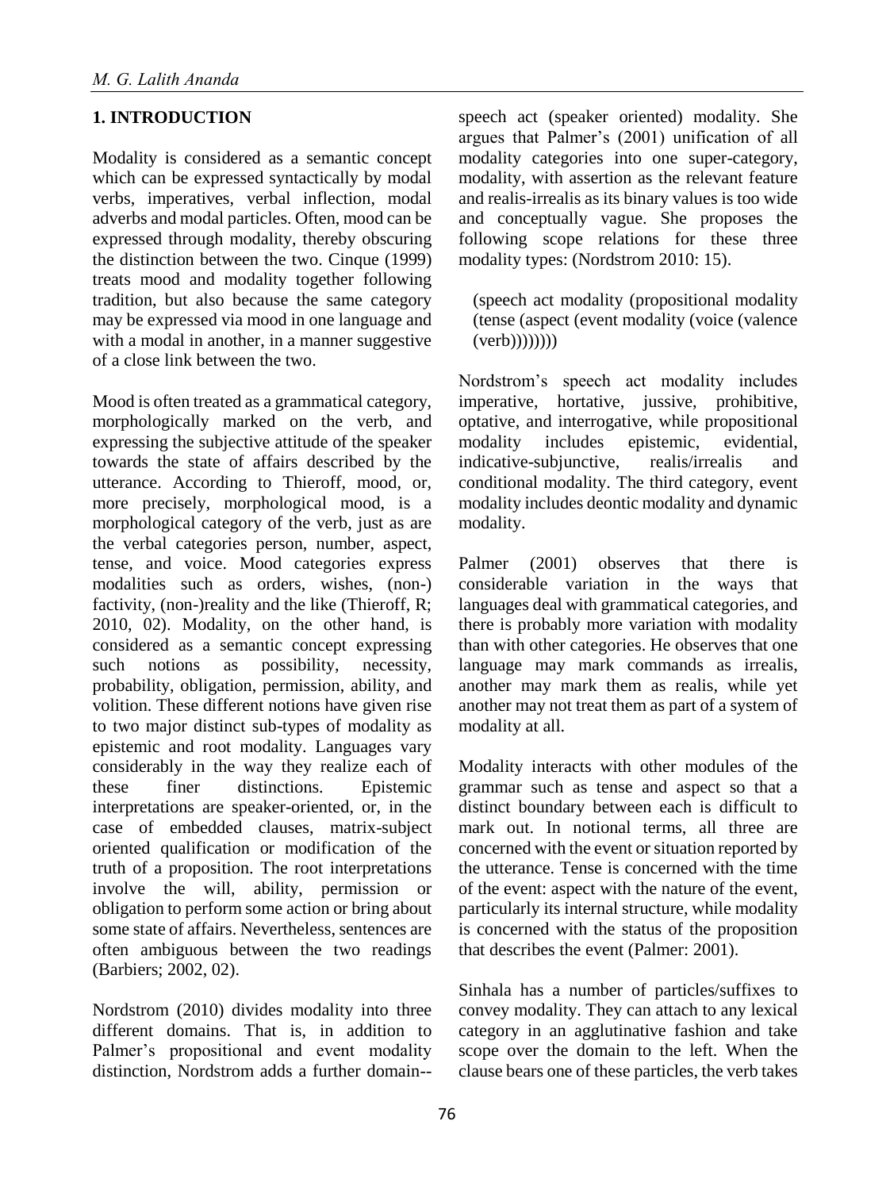## 1. INTRODUCTION

Modality is considered as a semantic concept which can be expressed syntactically by modal verbs, imperatives, verbal inflection, modal adverbs and modal particles. Often, mood can be expressed through modality, thereby obscuring the distinction between the two. Cinque (1999) treats mood and modality together following tradition, but also because the same category may be expressed via mood in one language and with a modal in another, in a manner suggestive of a close link between the two.

Mood is often treated as a grammatical category, morphologically marked on the verb, and expressing the subjective attitude of the speaker towards the state of affairs described by the utterance. According to Thieroff, mood, or, more precisely, morphological mood, is a morphological category of the verb, just as are the verbal categories person, number, aspect, tense, and voice. Mood categories express modalities such as orders, wishes, (non-) factivity, (non-)reality and the like (Thieroff, R; 2010, 02). Modality, on the other hand, is considered as a semantic concept expressing such notions as possibility, necessity, probability, obligation, permission, ability, and volition. These different notions have given rise to two major distinct sub-types of modality as epistemic and root modality. Languages vary considerably in the way they realize each of these finer distinctions. Epistemic interpretations are speaker-oriented, or, in the case of embedded clauses, matrix-subject oriented qualification or modification of the truth of a proposition. The root interpretations involve the will, ability, permission or obligation to perform some action or bring about some state of affairs. Nevertheless, sentences are often ambiguous between the two readings (Barbiers; 2002, 02).

Nordstrom (2010) divides modality into three different domains. That is, in addition to Palmer's propositional and event modality distinction, Nordstrom adds a further domain--speech act (speaker oriented) modality. She argues that Palmer's (2001) unification of all modality categories into one super-category, modality, with assertion as the relevant feature and realis-irrealis as its binary values is too wide and conceptually vague. She proposes the following scope relations for these three modality types: (Nordstrom 2010: 15).

> (speech act modality (propositional modality (tense (aspect (event modality (voice (valence (verb))))))))

Nordstrom's speech act modality includes imperative, hortative, jussive, prohibitive, optative, and interrogative, while propositional modality includes epistemic, evidential, indicative-subjunctive, realis/irrealis and conditional modality. The third category, event modality includes deontic modality and dynamic modality.

Palmer (2001) observes that there is considerable variation in the ways that languages deal with grammatical categories, and there is probably more variation with modality than with other categories. He observes that one language may mark commands as irrealis, another may mark them as realis, while yet another may not treat them as part of a system of modality at all.

Modality interacts with other modules of the grammar such as tense and aspect so that a distinct boundary between each is difficult to mark out. In notional terms, all three are concerned with the event or situation reported by the utterance. Tense is concerned with the time of the event: aspect with the nature of the event, particularly its internal structure, while modality is concerned with the status of the proposition that describes the event (Palmer: 2001).

Sinhala has a number of particles/suffixes to convey modality. They can attach to any lexical category in an agglutinative fashion and take scope over the domain to the left. When the clause bears one of these particles, the verb takes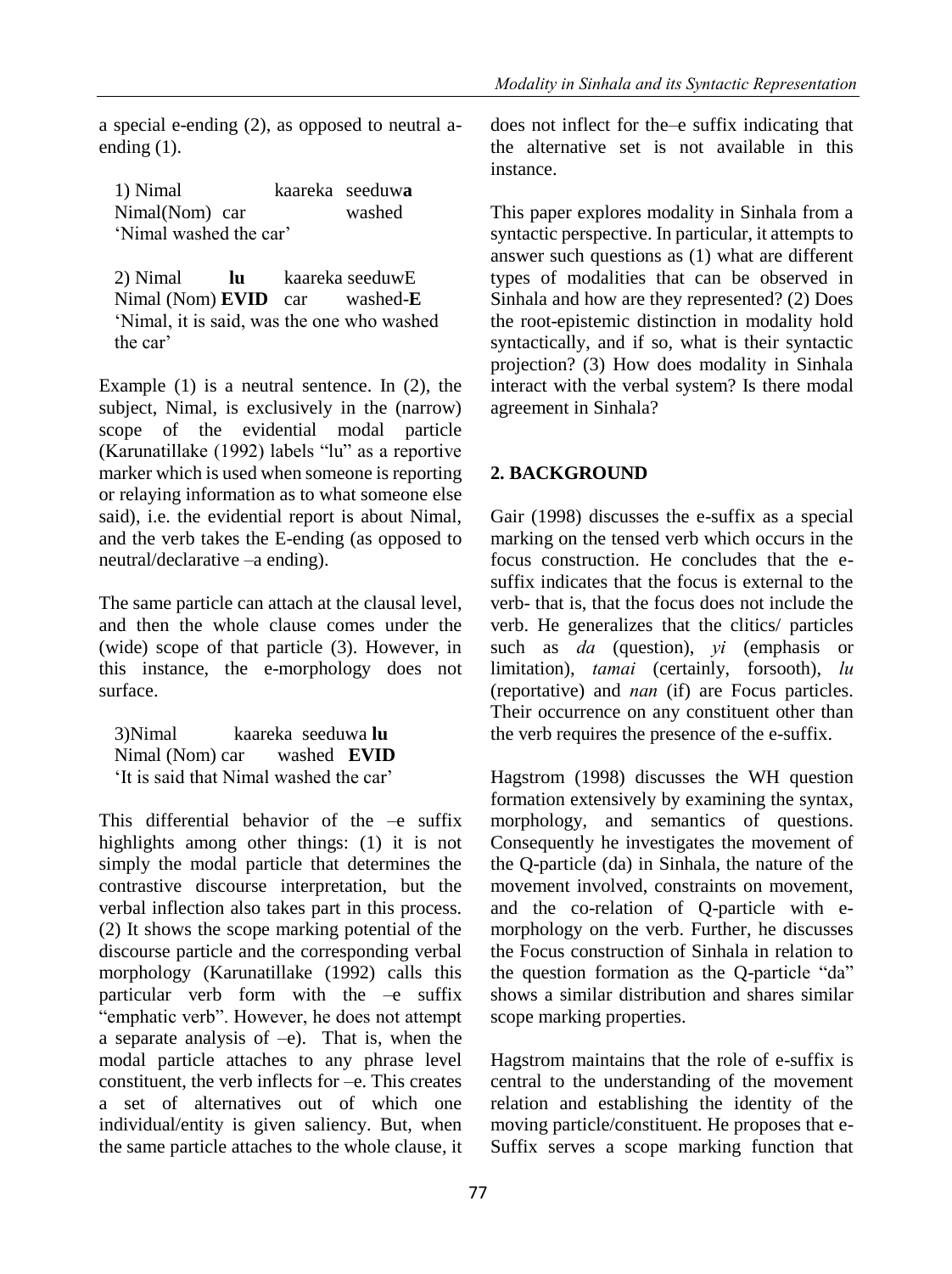a special e-ending (2), as opposed to neutral a-ending (1).

1) Nimal kaareka seeduw**a**
Nimal(Nom) car washed
'Nimal washed the car'

2) Nimal **lu** kaareka seeduwE
Nimal (Nom) **EVID** car washed-**E**
'Nimal, it is said, was the one who washed the car'

Example (1) is a neutral sentence. In (2), the subject, Nimal, is exclusively in the (narrow) scope of the evidential modal particle (Karunatillake (1992) labels "lu" as a reportive marker which is used when someone is reporting or relaying information as to what someone else said), i.e. the evidential report is about Nimal, and the verb takes the E-ending (as opposed to neutral/declarative –a ending).

The same particle can attach at the clausal level, and then the whole clause comes under the (wide) scope of that particle (3). However, in this instance, the e-morphology does not surface.

3)Nimal kaareka seeduwa **lu**
Nimal (Nom) car washed **EVID**
'It is said that Nimal washed the car'

This differential behavior of the –e suffix highlights among other things: (1) it is not simply the modal particle that determines the contrastive discourse interpretation, but the verbal inflection also takes part in this process. (2) It shows the scope marking potential of the discourse particle and the corresponding verbal morphology (Karunatillake (1992) calls this particular verb form with the –e suffix "emphatic verb". However, he does not attempt a separate analysis of –e). That is, when the modal particle attaches to any phrase level constituent, the verb inflects for –e. This creates a set of alternatives out of which one individual/entity is given saliency. But, when the same particle attaches to the whole clause, it does not inflect for the–e suffix indicating that the alternative set is not available in this instance.

This paper explores modality in Sinhala from a syntactic perspective. In particular, it attempts to answer such questions as (1) what are different types of modalities that can be observed in Sinhala and how are they represented? (2) Does the root-epistemic distinction in modality hold syntactically, and if so, what is their syntactic projection? (3) How does modality in Sinhala interact with the verbal system? Is there modal agreement in Sinhala?

## 2. BACKGROUND

Gair (1998) discusses the e-suffix as a special marking on the tensed verb which occurs in the focus construction. He concludes that the e-suffix indicates that the focus is external to the verb- that is, that the focus does not include the verb. He generalizes that the clitics/ particles such as *da* (question), *yi* (emphasis or limitation), *tamai* (certainly, forsooth), *lu* (reportative) and *nan* (if) are Focus particles. Their occurrence on any constituent other than the verb requires the presence of the e-suffix.

Hagstrom (1998) discusses the WH question formation extensively by examining the syntax, morphology, and semantics of questions. Consequently he investigates the movement of the Q-particle (da) in Sinhala, the nature of the movement involved, constraints on movement, and the co-relation of Q-particle with e-morphology on the verb. Further, he discusses the Focus construction of Sinhala in relation to the question formation as the Q-particle "da" shows a similar distribution and shares similar scope marking properties.

Hagstrom maintains that the role of e-suffix is central to the understanding of the movement relation and establishing the identity of the moving particle/constituent. He proposes that e-Suffix serves a scope marking function that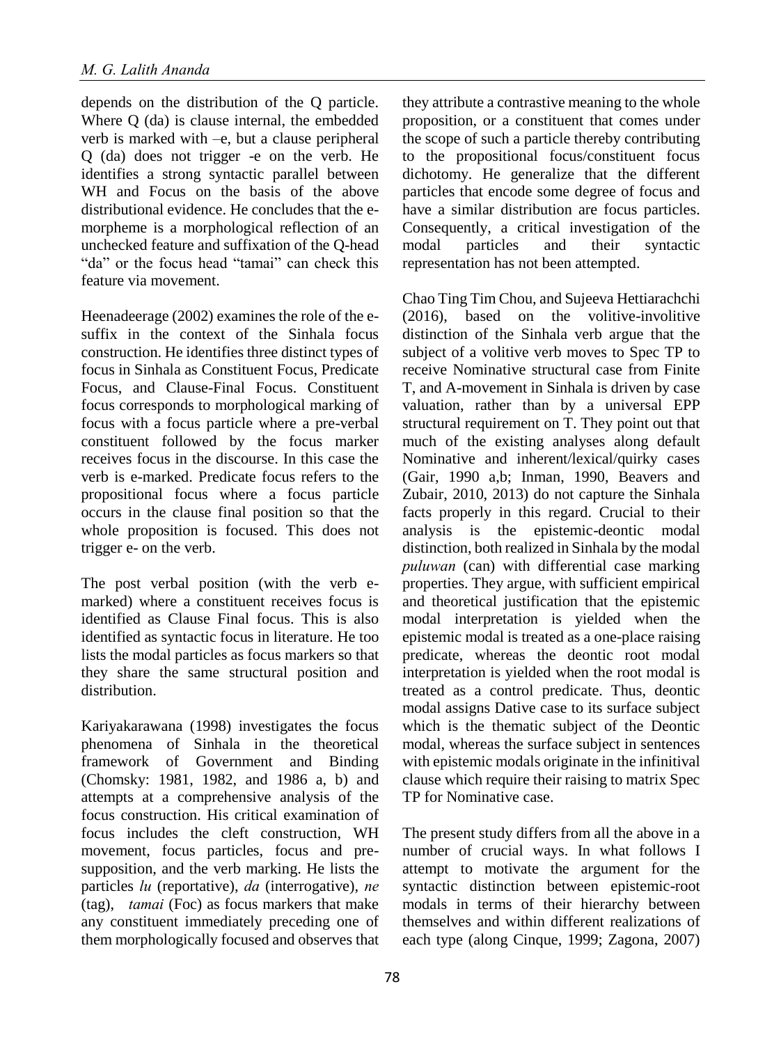depends on the distribution of the Q particle. Where Q (da) is clause internal, the embedded verb is marked with –e, but a clause peripheral Q (da) does not trigger -e on the verb. He identifies a strong syntactic parallel between WH and Focus on the basis of the above distributional evidence. He concludes that the e-morpheme is a morphological reflection of an unchecked feature and suffixation of the Q-head "da" or the focus head "tamai" can check this feature via movement.

Heenadeerage (2002) examines the role of the e-suffix in the context of the Sinhala focus construction. He identifies three distinct types of focus in Sinhala as Constituent Focus, Predicate Focus, and Clause-Final Focus. Constituent focus corresponds to morphological marking of focus with a focus particle where a pre-verbal constituent followed by the focus marker receives focus in the discourse. In this case the verb is e-marked. Predicate focus refers to the propositional focus where a focus particle occurs in the clause final position so that the whole proposition is focused. This does not trigger e- on the verb.

The post verbal position (with the verb e-marked) where a constituent receives focus is identified as Clause Final focus. This is also identified as syntactic focus in literature. He too lists the modal particles as focus markers so that they share the same structural position and distribution.

Kariyakarawana (1998) investigates the focus phenomena of Sinhala in the theoretical framework of Government and Binding (Chomsky: 1981, 1982, and 1986 a, b) and attempts at a comprehensive analysis of the focus construction. His critical examination of focus includes the cleft construction, WH movement, focus particles, focus and pre-supposition, and the verb marking. He lists the particles *lu* (reportative), *da* (interrogative), *ne* (tag), *tamai* (Foc) as focus markers that make any constituent immediately preceding one of them morphologically focused and observes that they attribute a contrastive meaning to the whole proposition, or a constituent that comes under the scope of such a particle thereby contributing to the propositional focus/constituent focus dichotomy. He generalize that the different particles that encode some degree of focus and have a similar distribution are focus particles. Consequently, a critical investigation of the modal particles and their syntactic representation has not been attempted.

Chao Ting Tim Chou, and Sujeeva Hettiarachchi (2016), based on the volitive-involitive distinction of the Sinhala verb argue that the subject of a volitive verb moves to Spec TP to receive Nominative structural case from Finite T, and A-movement in Sinhala is driven by case valuation, rather than by a universal EPP structural requirement on T. They point out that much of the existing analyses along default Nominative and inherent/lexical/quirky cases (Gair, 1990 a,b; Inman, 1990, Beavers and Zubair, 2010, 2013) do not capture the Sinhala facts properly in this regard. Crucial to their analysis is the epistemic-deontic modal distinction, both realized in Sinhala by the modal *puluwan* (can) with differential case marking properties. They argue, with sufficient empirical and theoretical justification that the epistemic modal interpretation is yielded when the epistemic modal is treated as a one-place raising predicate, whereas the deontic root modal interpretation is yielded when the root modal is treated as a control predicate. Thus, deontic modal assigns Dative case to its surface subject which is the thematic subject of the Deontic modal, whereas the surface subject in sentences with epistemic modals originate in the infinitival clause which require their raising to matrix Spec TP for Nominative case.

The present study differs from all the above in a number of crucial ways. In what follows I attempt to motivate the argument for the syntactic distinction between epistemic-root modals in terms of their hierarchy between themselves and within different realizations of each type (along Cinque, 1999; Zagona, 2007)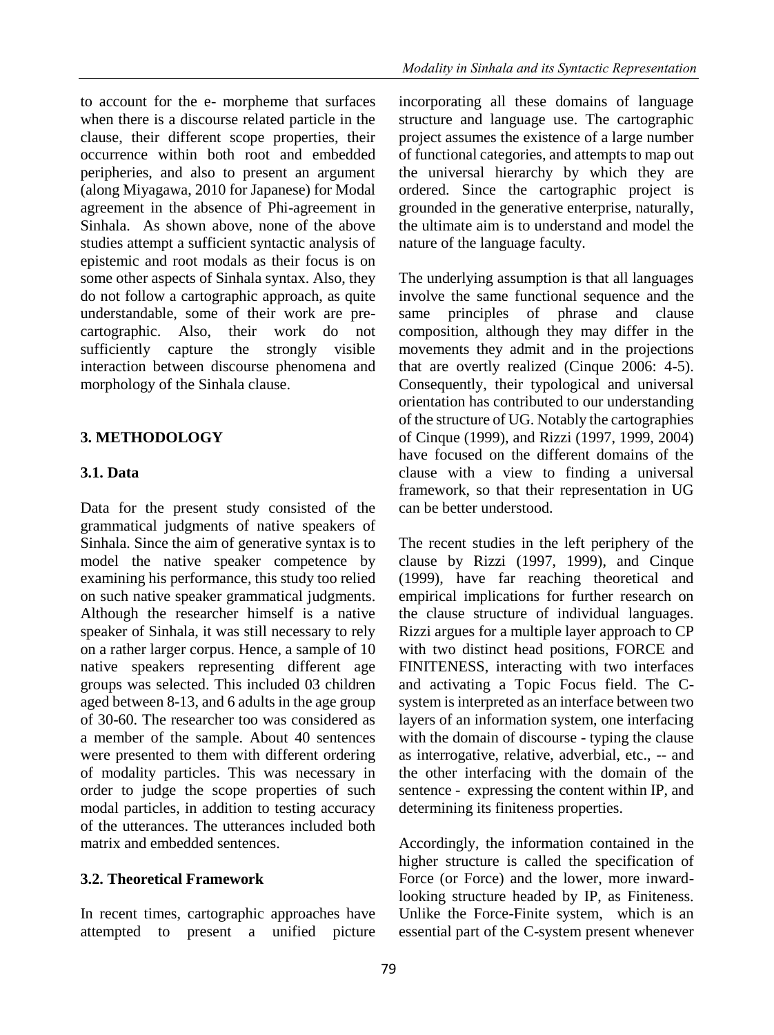to account for the e- morpheme that surfaces when there is a discourse related particle in the clause, their different scope properties, their occurrence within both root and embedded peripheries, and also to present an argument (along Miyagawa, 2010 for Japanese) for Modal agreement in the absence of Phi-agreement in Sinhala. As shown above, none of the above studies attempt a sufficient syntactic analysis of epistemic and root modals as their focus is on some other aspects of Sinhala syntax. Also, they do not follow a cartographic approach, as quite understandable, some of their work are pre-cartographic. Also, their work do not sufficiently capture the strongly visible interaction between discourse phenomena and morphology of the Sinhala clause.

## 3. METHODOLOGY

### 3.1. Data

Data for the present study consisted of the grammatical judgments of native speakers of Sinhala. Since the aim of generative syntax is to model the native speaker competence by examining his performance, this study too relied on such native speaker grammatical judgments. Although the researcher himself is a native speaker of Sinhala, it was still necessary to rely on a rather larger corpus. Hence, a sample of 10 native speakers representing different age groups was selected. This included 03 children aged between 8-13, and 6 adults in the age group of 30-60. The researcher too was considered as a member of the sample. About 40 sentences were presented to them with different ordering of modality particles. This was necessary in order to judge the scope properties of such modal particles, in addition to testing accuracy of the utterances. The utterances included both matrix and embedded sentences.

### 3.2. Theoretical Framework

In recent times, cartographic approaches have attempted to present a unified picture incorporating all these domains of language structure and language use. The cartographic project assumes the existence of a large number of functional categories, and attempts to map out the universal hierarchy by which they are ordered. Since the cartographic project is grounded in the generative enterprise, naturally, the ultimate aim is to understand and model the nature of the language faculty.

The underlying assumption is that all languages involve the same functional sequence and the same principles of phrase and clause composition, although they may differ in the movements they admit and in the projections that are overtly realized (Cinque 2006: 4-5). Consequently, their typological and universal orientation has contributed to our understanding of the structure of UG. Notably the cartographies of Cinque (1999), and Rizzi (1997, 1999, 2004) have focused on the different domains of the clause with a view to finding a universal framework, so that their representation in UG can be better understood.

The recent studies in the left periphery of the clause by Rizzi (1997, 1999), and Cinque (1999), have far reaching theoretical and empirical implications for further research on the clause structure of individual languages. Rizzi argues for a multiple layer approach to CP with two distinct head positions, FORCE and FINITENESS, interacting with two interfaces and activating a Topic Focus field. The C-system is interpreted as an interface between two layers of an information system, one interfacing with the domain of discourse - typing the clause as interrogative, relative, adverbial, etc., -- and the other interfacing with the domain of the sentence - expressing the content within IP, and determining its finiteness properties.

Accordingly, the information contained in the higher structure is called the specification of Force (or Force) and the lower, more inward-looking structure headed by IP, as Finiteness. Unlike the Force-Finite system, which is an essential part of the C-system present whenever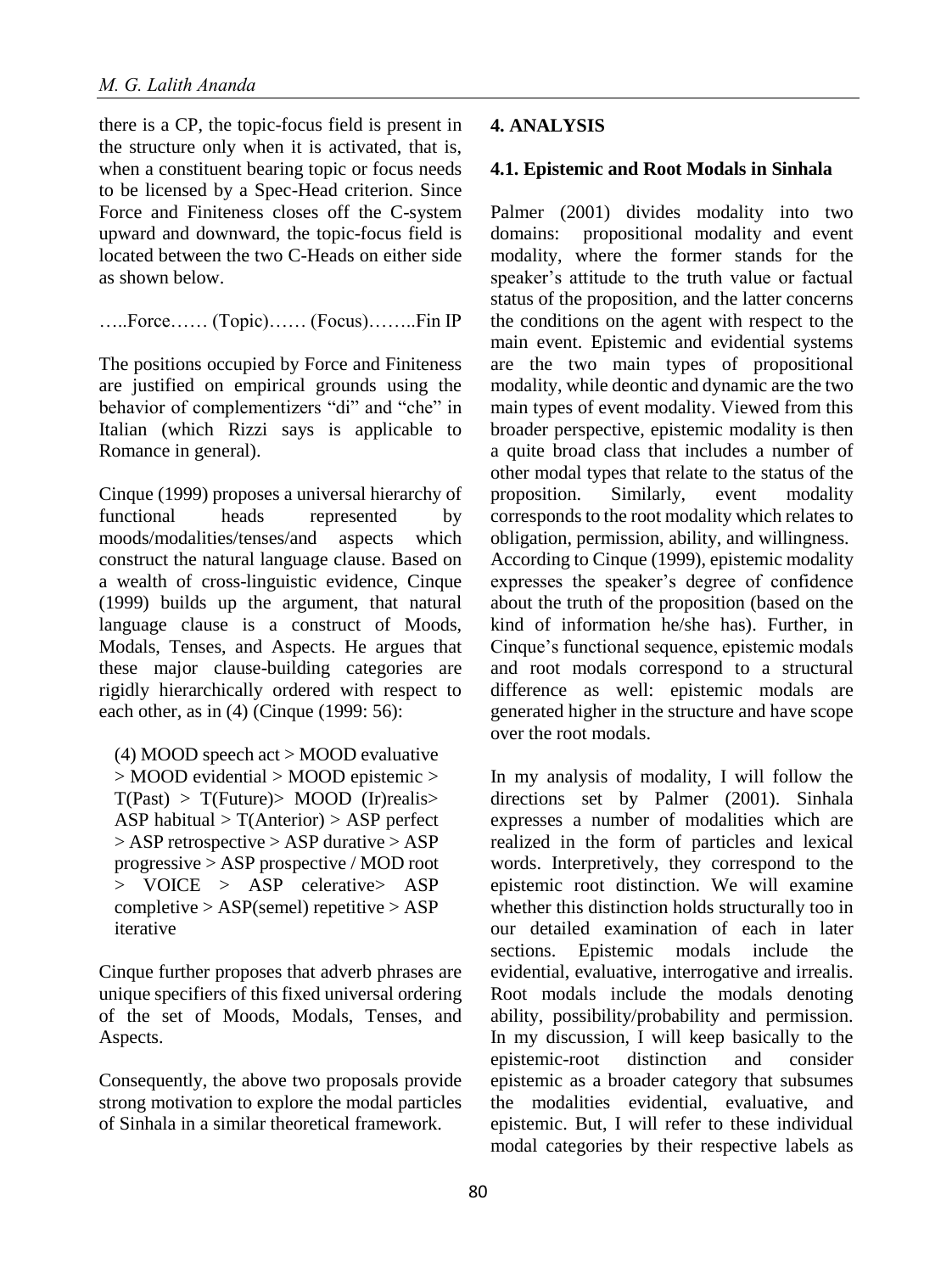there is a CP, the topic-focus field is present in the structure only when it is activated, that is, when a constituent bearing topic or focus needs to be licensed by a Spec-Head criterion. Since Force and Finiteness closes off the C-system upward and downward, the topic-focus field is located between the two C-Heads on either side as shown below.

…..Force…… (Topic)…… (Focus)……..Fin IP

The positions occupied by Force and Finiteness are justified on empirical grounds using the behavior of complementizers "di" and "che" in Italian (which Rizzi says is applicable to Romance in general).

Cinque (1999) proposes a universal hierarchy of functional heads represented by moods/modalities/tenses/and aspects which construct the natural language clause. Based on a wealth of cross-linguistic evidence, Cinque (1999) builds up the argument, that natural language clause is a construct of Moods, Modals, Tenses, and Aspects. He argues that these major clause-building categories are rigidly hierarchically ordered with respect to each other, as in (4) (Cinque (1999: 56):

(4) MOOD speech act > MOOD evaluative > MOOD evidential > MOOD epistemic > T(Past) > T(Future)> MOOD (Ir)realis> ASP habitual > T(Anterior) > ASP perfect > ASP retrospective > ASP durative > ASP progressive > ASP prospective / MOD root > VOICE > ASP celerative> ASP completive > ASP(semel) repetitive > ASP iterative

Cinque further proposes that adverb phrases are unique specifiers of this fixed universal ordering of the set of Moods, Modals, Tenses, and Aspects.

Consequently, the above two proposals provide strong motivation to explore the modal particles of Sinhala in a similar theoretical framework.

## 4. ANALYSIS

### 4.1. Epistemic and Root Modals in Sinhala

Palmer (2001) divides modality into two domains: propositional modality and event modality, where the former stands for the speaker's attitude to the truth value or factual status of the proposition, and the latter concerns the conditions on the agent with respect to the main event. Epistemic and evidential systems are the two main types of propositional modality, while deontic and dynamic are the two main types of event modality. Viewed from this broader perspective, epistemic modality is then a quite broad class that includes a number of other modal types that relate to the status of the proposition. Similarly, event modality corresponds to the root modality which relates to obligation, permission, ability, and willingness. According to Cinque (1999), epistemic modality expresses the speaker's degree of confidence about the truth of the proposition (based on the kind of information he/she has). Further, in Cinque's functional sequence, epistemic modals and root modals correspond to a structural difference as well: epistemic modals are generated higher in the structure and have scope over the root modals.

In my analysis of modality, I will follow the directions set by Palmer (2001). Sinhala expresses a number of modalities which are realized in the form of particles and lexical words. Interpretively, they correspond to the epistemic root distinction. We will examine whether this distinction holds structurally too in our detailed examination of each in later sections. Epistemic modals include the evidential, evaluative, interrogative and irrealis. Root modals include the modals denoting ability, possibility/probability and permission. In my discussion, I will keep basically to the epistemic-root distinction and consider epistemic as a broader category that subsumes the modalities evidential, evaluative, and epistemic. But, I will refer to these individual modal categories by their respective labels as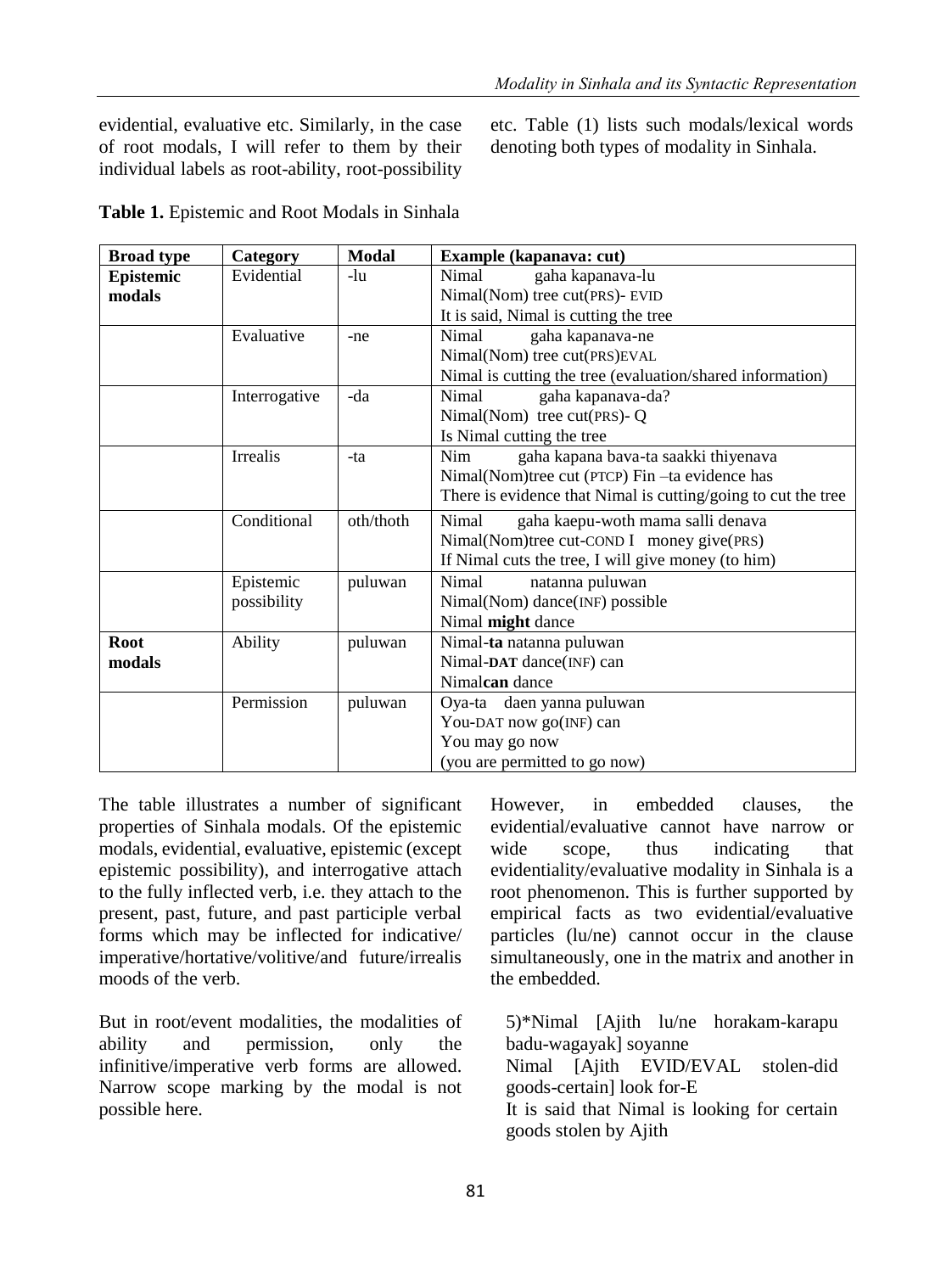evidential, evaluative etc. Similarly, in the case of root modals, I will refer to them by their individual labels as root-ability, root-possibility etc. Table (1) lists such modals/lexical words denoting both types of modality in Sinhala.

**Table 1.** Epistemic and Root Modals in Sinhala

| Broad type | Category | Modal | Example (kapanava: cut) |
|---|---|---|---|
| **Epistemic modals** | Evidential | -lu | Nimal gaha kapanava-lu<br>Nimal(Nom) tree cut(PRS)- EVID<br>It is said, Nimal is cutting the tree |
| | Evaluative | -ne | Nimal gaha kapanava-ne<br>Nimal(Nom) tree cut(PRS)EVAL<br>Nimal is cutting the tree (evaluation/shared information) |
| | Interrogative | -da | Nimal gaha kapanava-da?<br>Nimal(Nom) tree cut(PRS)- Q<br>Is Nimal cutting the tree |
| | Irrealis | -ta | Nim gaha kapana bava-ta saakki thiyenava<br>Nimal(Nom)tree cut (PTCP) Fin –ta evidence has<br>There is evidence that Nimal is cutting/going to cut the tree |
| | Conditional | oth/thoth | Nimal gaha kaepu-woth mama salli denava<br>Nimal(Nom)tree cut-COND I money give(PRS)<br>If Nimal cuts the tree, I will give money (to him) |
| | Epistemic possibility | puluwan | Nimal natanna puluwan<br>Nimal(Nom) dance(INF) possible<br>Nimal **might** dance |
| **Root modals** | Ability | puluwan | Nimal-**ta** natanna puluwan<br>Nimal-**DAT** dance(INF) can<br>Nimal**can** dance |
| | Permission | puluwan | Oya-ta daen yanna puluwan<br>You-DAT now go(INF) can<br>You may go now<br>(you are permitted to go now) |

The table illustrates a number of significant properties of Sinhala modals. Of the epistemic modals, evidential, evaluative, epistemic (except epistemic possibility), and interrogative attach to the fully inflected verb, i.e. they attach to the present, past, future, and past participle verbal forms which may be inflected for indicative/ imperative/hortative/volitive/and future/irrealis moods of the verb.

But in root/event modalities, the modalities of ability and permission, only the infinitive/imperative verb forms are allowed. Narrow scope marking by the modal is not possible here.

However, in embedded clauses, the evidential/evaluative cannot have narrow or wide scope, thus indicating that evidentiality/evaluative modality in Sinhala is a root phenomenon. This is further supported by empirical facts as two evidential/evaluative particles (lu/ne) cannot occur in the clause simultaneously, one in the matrix and another in the embedded.

5)*Nimal [Ajith lu/ne horakam-karapu badu-wagayak] soyanne
Nimal [Ajith EVID/EVAL stolen-did goods-certain] look for-E
It is said that Nimal is looking for certain goods stolen by Ajith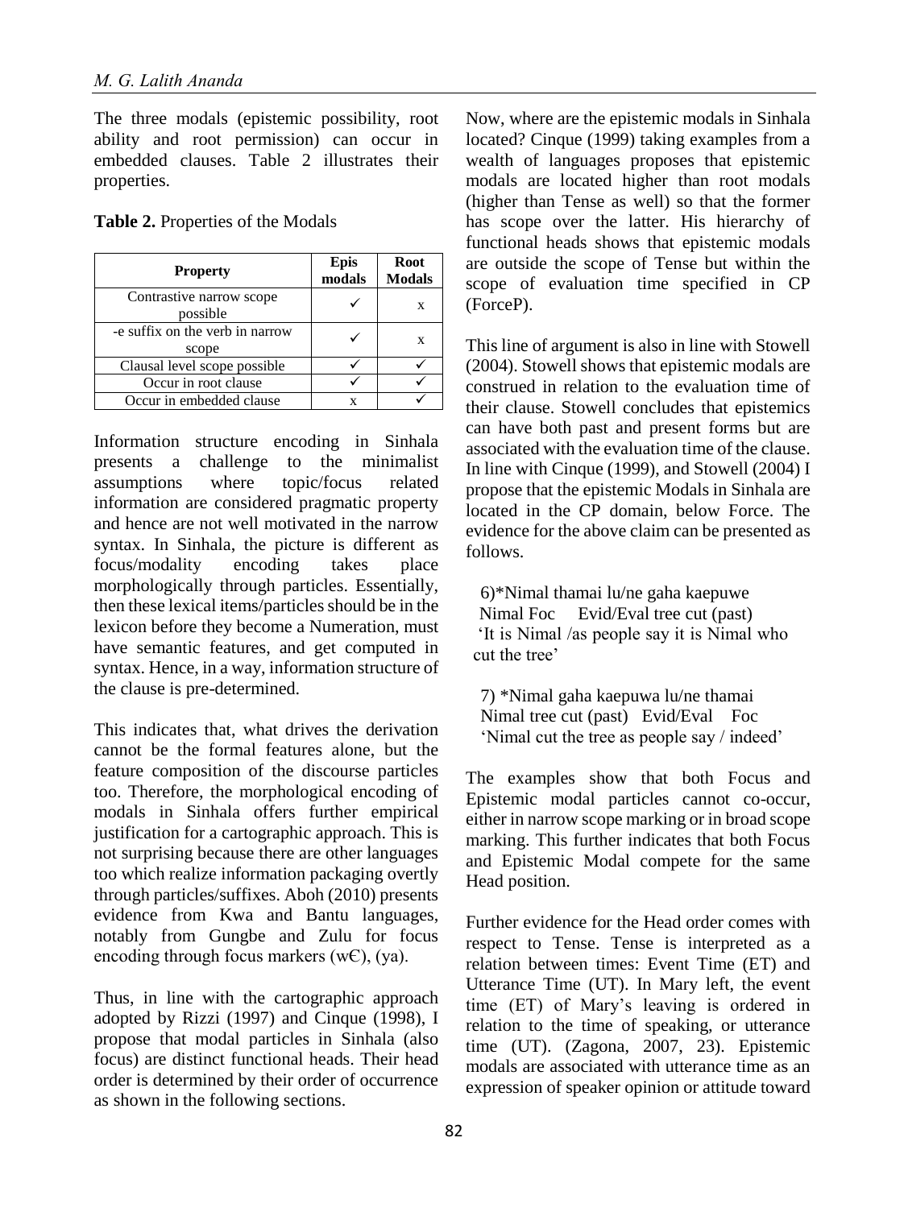The three modals (epistemic possibility, root ability and root permission) can occur in embedded clauses. Table 2 illustrates their properties.

**Table 2.** Properties of the Modals

| Property | Epis modals | Root Modals |
|---|---|---|
| Contrastive narrow scope possible | ✓ | x |
| -e suffix on the verb in narrow scope | ✓ | x |
| Clausal level scope possible | ✓ | ✓ |
| Occur in root clause | ✓ | ✓ |
| Occur in embedded clause | x | ✓ |

Information structure encoding in Sinhala presents a challenge to the minimalist assumptions where topic/focus related information are considered pragmatic property and hence are not well motivated in the narrow syntax. In Sinhala, the picture is different as focus/modality encoding takes place morphologically through particles. Essentially, then these lexical items/particles should be in the lexicon before they become a Numeration, must have semantic features, and get computed in syntax. Hence, in a way, information structure of the clause is pre-determined.

This indicates that, what drives the derivation cannot be the formal features alone, but the feature composition of the discourse particles too. Therefore, the morphological encoding of modals in Sinhala offers further empirical justification for a cartographic approach. This is not surprising because there are other languages too which realize information packaging overtly through particles/suffixes. Aboh (2010) presents evidence from Kwa and Bantu languages, notably from Gungbe and Zulu for focus encoding through focus markers (w€), (ya).

Thus, in line with the cartographic approach adopted by Rizzi (1997) and Cinque (1998), I propose that modal particles in Sinhala (also focus) are distinct functional heads. Their head order is determined by their order of occurrence as shown in the following sections.

Now, where are the epistemic modals in Sinhala located? Cinque (1999) taking examples from a wealth of languages proposes that epistemic modals are located higher than root modals (higher than Tense as well) so that the former has scope over the latter. His hierarchy of functional heads shows that epistemic modals are outside the scope of Tense but within the scope of evaluation time specified in CP (ForceP).

This line of argument is also in line with Stowell (2004). Stowell shows that epistemic modals are construed in relation to the evaluation time of their clause. Stowell concludes that epistemics can have both past and present forms but are associated with the evaluation time of the clause. In line with Cinque (1999), and Stowell (2004) I propose that the epistemic Modals in Sinhala are located in the CP domain, below Force. The evidence for the above claim can be presented as follows.

6)*Nimal thamai lu/ne gaha kaepuwe  
Nimal Foc Evid/Eval tree cut (past)  
'It is Nimal /as people say it is Nimal who cut the tree'

7) *Nimal gaha kaepuwa lu/ne thamai  
Nimal tree cut (past) Evid/Eval Foc  
'Nimal cut the tree as people say / indeed'

The examples show that both Focus and Epistemic modal particles cannot co-occur, either in narrow scope marking or in broad scope marking. This further indicates that both Focus and Epistemic Modal compete for the same Head position.

Further evidence for the Head order comes with respect to Tense. Tense is interpreted as a relation between times: Event Time (ET) and Utterance Time (UT). In Mary left, the event time (ET) of Mary's leaving is ordered in relation to the time of speaking, or utterance time (UT). (Zagona, 2007, 23). Epistemic modals are associated with utterance time as an expression of speaker opinion or attitude toward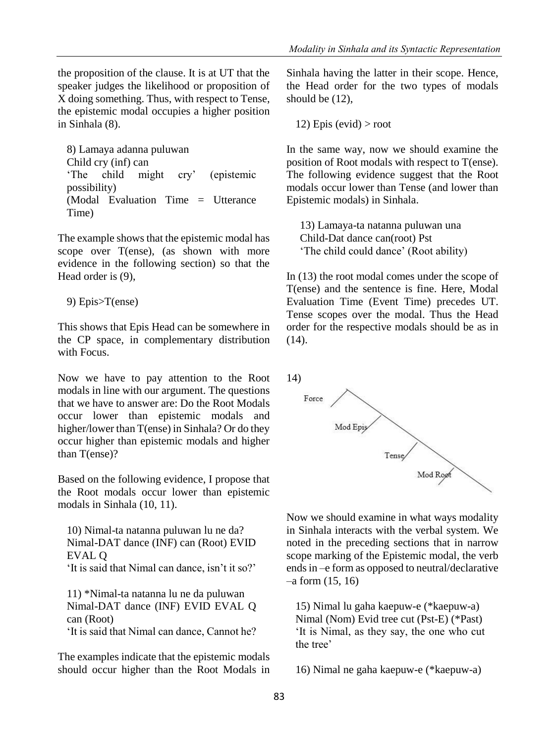the proposition of the clause. It is at UT that the speaker judges the likelihood or proposition of X doing something. Thus, with respect to Tense, the epistemic modal occupies a higher position in Sinhala (8).

8) Lamaya adanna puluwan
Child cry (inf) can
'The child might cry' (epistemic possibility)
(Modal Evaluation Time = Utterance Time)

The example shows that the epistemic modal has scope over T(ense), (as shown with more evidence in the following section) so that the Head order is (9),

9) Epis>T(ense)

This shows that Epis Head can be somewhere in the CP space, in complementary distribution with Focus.

Now we have to pay attention to the Root modals in line with our argument. The questions that we have to answer are: Do the Root Modals occur lower than epistemic modals and higher/lower than T(ense) in Sinhala? Or do they occur higher than epistemic modals and higher than T(ense)?

Based on the following evidence, I propose that the Root modals occur lower than epistemic modals in Sinhala (10, 11).

10) Nimal-ta natanna puluwan lu ne da?
Nimal-DAT dance (INF) can (Root) EVID EVAL Q
'It is said that Nimal can dance, isn't it so?'

11) *Nimal-ta natanna lu ne da puluwan
Nimal-DAT dance (INF) EVID EVAL Q can (Root)
'It is said that Nimal can dance, Cannot he?

The examples indicate that the epistemic modals should occur higher than the Root Modals in Sinhala having the latter in their scope. Hence, the Head order for the two types of modals should be (12),

12) Epis (evid) > root

In the same way, now we should examine the position of Root modals with respect to T(ense). The following evidence suggest that the Root modals occur lower than Tense (and lower than Epistemic modals) in Sinhala.

13) Lamaya-ta natanna puluwan una
Child-Dat dance can(root) Pst
'The child could dance' (Root ability)

In (13) the root modal comes under the scope of T(ense) and the sentence is fine. Here, Modal Evaluation Time (Event Time) precedes UT. Tense scopes over the modal. Thus the Head order for the respective modals should be as in (14).

14)

Force > Mod Epis > Tense > Mod Root

Now we should examine in what ways modality in Sinhala interacts with the verbal system. We noted in the preceding sections that in narrow scope marking of the Epistemic modal, the verb ends in –e form as opposed to neutral/declarative –a form (15, 16)

15) Nimal lu gaha kaepuw-e (*kaepuw-a)
Nimal (Nom) Evid tree cut (Pst-E) (*Past)
'It is Nimal, as they say, the one who cut the tree'

16) Nimal ne gaha kaepuw-e (*kaepuw-a)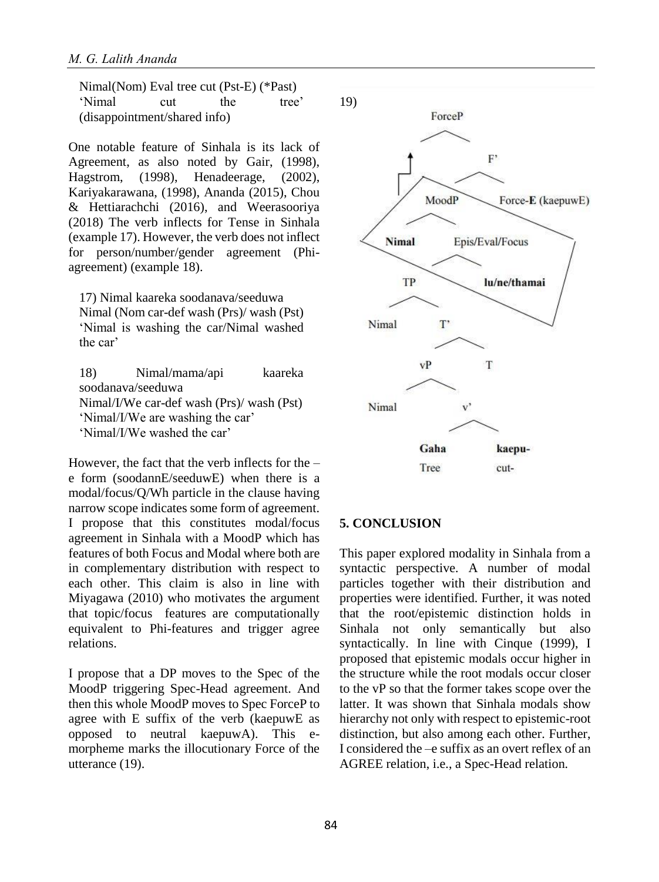Nimal(Nom) Eval tree cut (Pst-E) (*Past)
'Nimal cut the tree' (disappointment/shared info)

One notable feature of Sinhala is its lack of Agreement, as also noted by Gair, (1998), Hagstrom, (1998), Henadeerage, (2002), Kariyakarawana, (1998), Ananda (2015), Chou & Hettiarachchi (2016), and Weerasooriya (2018) The verb inflects for Tense in Sinhala (example 17). However, the verb does not inflect for person/number/gender agreement (Phi-agreement) (example 18).

17) Nimal kaareka soodanava/seeduwa
Nimal (Nom car-def wash (Prs)/ wash (Pst)
'Nimal is washing the car/Nimal washed the car'

18) Nimal/mama/api kaareka soodanava/seeduwa
Nimal/I/We car-def wash (Prs)/ wash (Pst)
'Nimal/I/We are washing the car'
'Nimal/I/We washed the car'

However, the fact that the verb inflects for the –e form (soodannE/seeduwE) when there is a modal/focus/Q/Wh particle in the clause having narrow scope indicates some form of agreement. I propose that this constitutes modal/focus agreement in Sinhala with a MoodP which has features of both Focus and Modal where both are in complementary distribution with respect to each other. This claim is also in line with Miyagawa (2010) who motivates the argument that topic/focus features are computationally equivalent to Phi-features and trigger agree relations.

I propose that a DP moves to the Spec of the MoodP triggering Spec-Head agreement. And then this whole MoodP moves to Spec ForceP to agree with E suffix of the verb (kaepuwE as opposed to neutral kaepuwA). This e-morpheme marks the illocutionary Force of the utterance (19).

19)

```
ForceP
├── [MoodP moved] ↑
└── F'
    ├── MoodP
    │   ├── Nimal
    │   └── Epis/Eval/Focus
    │       ├── TP
    │       │   ├── Nimal
    │       │   └── T'
    │       │       ├── vP
    │       │       │   ├── Nimal
    │       │       │   └── v'
    │       │       │       ├── Gaha (Tree)
    │       │       │       └── kaepu- (cut-)
    │       │       └── T
    │       └── lu/ne/thamai
    └── Force-E (kaepuwE)
```

## 5. CONCLUSION

This paper explored modality in Sinhala from a syntactic perspective. A number of modal particles together with their distribution and properties were identified. Further, it was noted that the root/epistemic distinction holds in Sinhala not only semantically but also syntactically. In line with Cinque (1999), I proposed that epistemic modals occur higher in the structure while the root modals occur closer to the vP so that the former takes scope over the latter. It was shown that Sinhala modals show hierarchy not only with respect to epistemic-root distinction, but also among each other. Further, I considered the –e suffix as an overt reflex of an AGREE relation, i.e., a Spec-Head relation.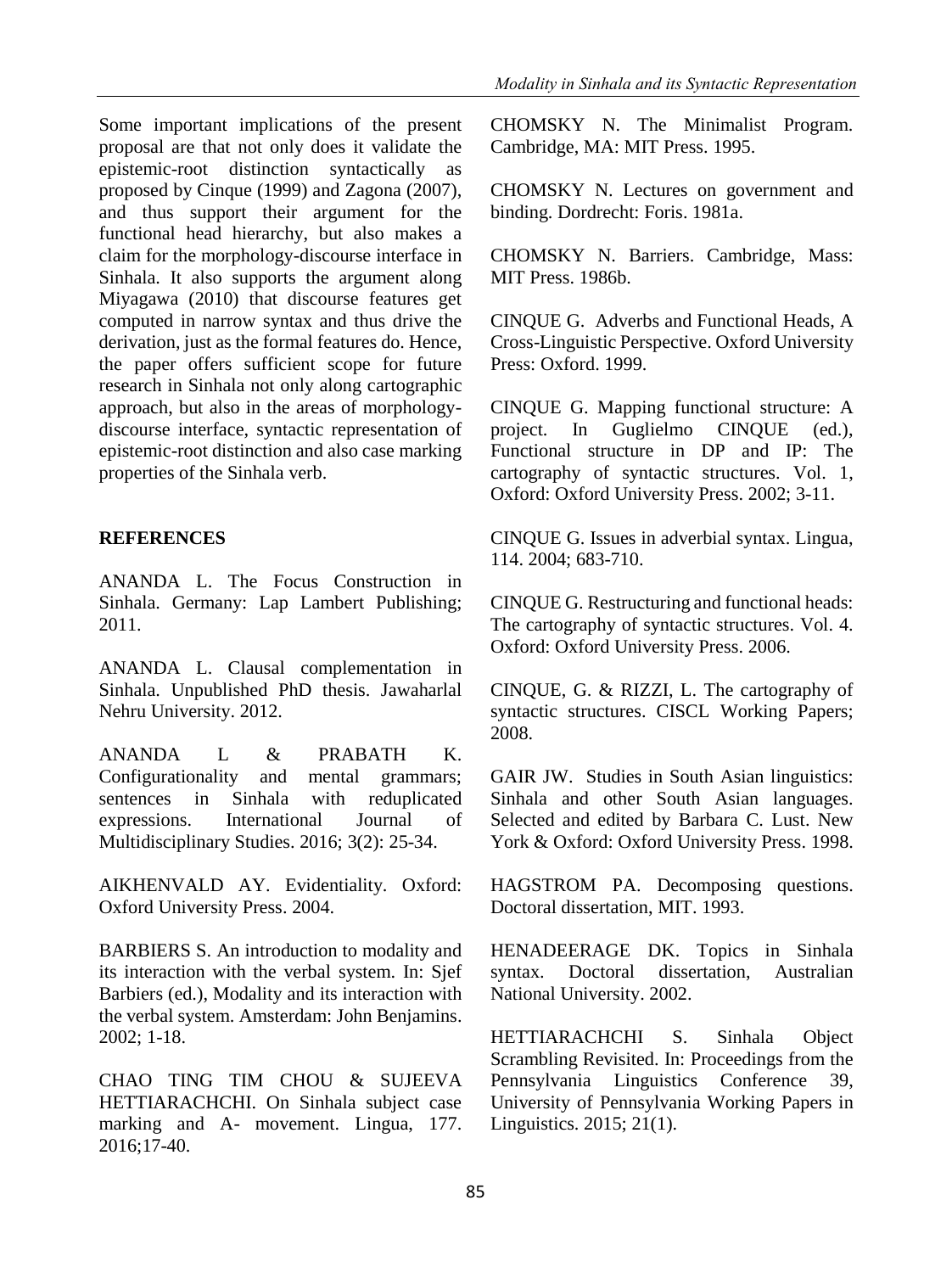Some important implications of the present proposal are that not only does it validate the epistemic-root distinction syntactically as proposed by Cinque (1999) and Zagona (2007), and thus support their argument for the functional head hierarchy, but also makes a claim for the morphology-discourse interface in Sinhala. It also supports the argument along Miyagawa (2010) that discourse features get computed in narrow syntax and thus drive the derivation, just as the formal features do. Hence, the paper offers sufficient scope for future research in Sinhala not only along cartographic approach, but also in the areas of morphology-discourse interface, syntactic representation of epistemic-root distinction and also case marking properties of the Sinhala verb.

## REFERENCES

ANANDA L. The Focus Construction in Sinhala. Germany: Lap Lambert Publishing; 2011.

ANANDA L. Clausal complementation in Sinhala. Unpublished PhD thesis. Jawaharlal Nehru University. 2012.

ANANDA L & PRABATH K. Configurationality and mental grammars; sentences in Sinhala with reduplicated expressions. International Journal of Multidisciplinary Studies. 2016; 3(2): 25-34.

AIKHENVALD AY. Evidentiality. Oxford: Oxford University Press. 2004.

BARBIERS S. An introduction to modality and its interaction with the verbal system. In: Sjef Barbiers (ed.), Modality and its interaction with the verbal system. Amsterdam: John Benjamins. 2002; 1-18.

CHAO TING TIM CHOU & SUJEEVA HETTIARACHCHI. On Sinhala subject case marking and A- movement. Lingua, 177. 2016;17-40.

CHOMSKY N. The Minimalist Program. Cambridge, MA: MIT Press. 1995.

CHOMSKY N. Lectures on government and binding. Dordrecht: Foris. 1981a.

CHOMSKY N. Barriers. Cambridge, Mass: MIT Press. 1986b.

CINQUE G. Adverbs and Functional Heads, A Cross-Linguistic Perspective. Oxford University Press: Oxford. 1999.

CINQUE G. Mapping functional structure: A project. In Guglielmo CINQUE (ed.), Functional structure in DP and IP: The cartography of syntactic structures. Vol. 1, Oxford: Oxford University Press. 2002; 3-11.

CINQUE G. Issues in adverbial syntax. Lingua, 114. 2004; 683-710.

CINQUE G. Restructuring and functional heads: The cartography of syntactic structures. Vol. 4. Oxford: Oxford University Press. 2006.

CINQUE, G. & RIZZI, L. The cartography of syntactic structures. CISCL Working Papers; 2008.

GAIR JW. Studies in South Asian linguistics: Sinhala and other South Asian languages. Selected and edited by Barbara C. Lust. New York & Oxford: Oxford University Press. 1998.

HAGSTROM PA. Decomposing questions. Doctoral dissertation, MIT. 1993.

HENADEERAGE DK. Topics in Sinhala syntax. Doctoral dissertation, Australian National University. 2002.

HETTIARACHCHI S. Sinhala Object Scrambling Revisited. In: Proceedings from the Pennsylvania Linguistics Conference 39, University of Pennsylvania Working Papers in Linguistics. 2015; 21(1).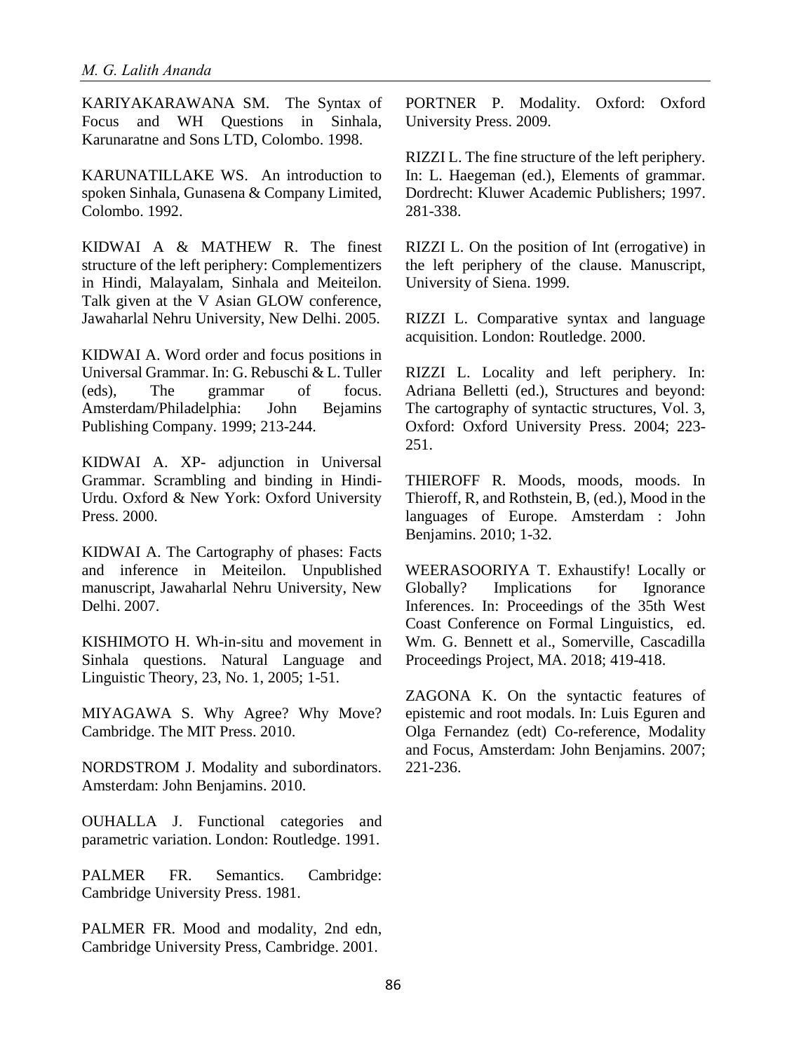KARIYAKARAWANA SM. The Syntax of Focus and WH Questions in Sinhala, Karunaratne and Sons LTD, Colombo. 1998.

KARUNATILLAKE WS. An introduction to spoken Sinhala, Gunasena & Company Limited, Colombo. 1992.

KIDWAI A & MATHEW R. The finest structure of the left periphery: Complementizers in Hindi, Malayalam, Sinhala and Meiteilon. Talk given at the V Asian GLOW conference, Jawaharlal Nehru University, New Delhi. 2005.

KIDWAI A. Word order and focus positions in Universal Grammar. In: G. Rebuschi & L. Tuller (eds), The grammar of focus. Amsterdam/Philadelphia: John Bejamins Publishing Company. 1999; 213-244.

KIDWAI A. XP- adjunction in Universal Grammar. Scrambling and binding in Hindi-Urdu. Oxford & New York: Oxford University Press. 2000.

KIDWAI A. The Cartography of phases: Facts and inference in Meiteilon. Unpublished manuscript, Jawaharlal Nehru University, New Delhi. 2007.

KISHIMOTO H. Wh-in-situ and movement in Sinhala questions. Natural Language and Linguistic Theory, 23, No. 1, 2005; 1-51.

MIYAGAWA S. Why Agree? Why Move? Cambridge. The MIT Press. 2010.

NORDSTROM J. Modality and subordinators. Amsterdam: John Benjamins. 2010.

OUHALLA J. Functional categories and parametric variation. London: Routledge. 1991.

PALMER FR. Semantics. Cambridge: Cambridge University Press. 1981.

PALMER FR. Mood and modality, 2nd edn, Cambridge University Press, Cambridge. 2001.

PORTNER P. Modality. Oxford: Oxford University Press. 2009.

RIZZI L. The fine structure of the left periphery. In: L. Haegeman (ed.), Elements of grammar. Dordrecht: Kluwer Academic Publishers; 1997. 281-338.

RIZZI L. On the position of Int (errogative) in the left periphery of the clause. Manuscript, University of Siena. 1999.

RIZZI L. Comparative syntax and language acquisition. London: Routledge. 2000.

RIZZI L. Locality and left periphery. In: Adriana Belletti (ed.), Structures and beyond: The cartography of syntactic structures, Vol. 3, Oxford: Oxford University Press. 2004; 223-251.

THIEROFF R. Moods, moods, moods. In Thieroff, R, and Rothstein, B, (ed.), Mood in the languages of Europe. Amsterdam : John Benjamins. 2010; 1-32.

WEERASOORIYA T. Exhaustify! Locally or Globally? Implications for Ignorance Inferences. In: Proceedings of the 35th West Coast Conference on Formal Linguistics, ed. Wm. G. Bennett et al., Somerville, Cascadilla Proceedings Project, MA. 2018; 419-418.

ZAGONA K. On the syntactic features of epistemic and root modals. In: Luis Eguren and Olga Fernandez (edt) Co-reference, Modality and Focus, Amsterdam: John Benjamins. 2007; 221-236.